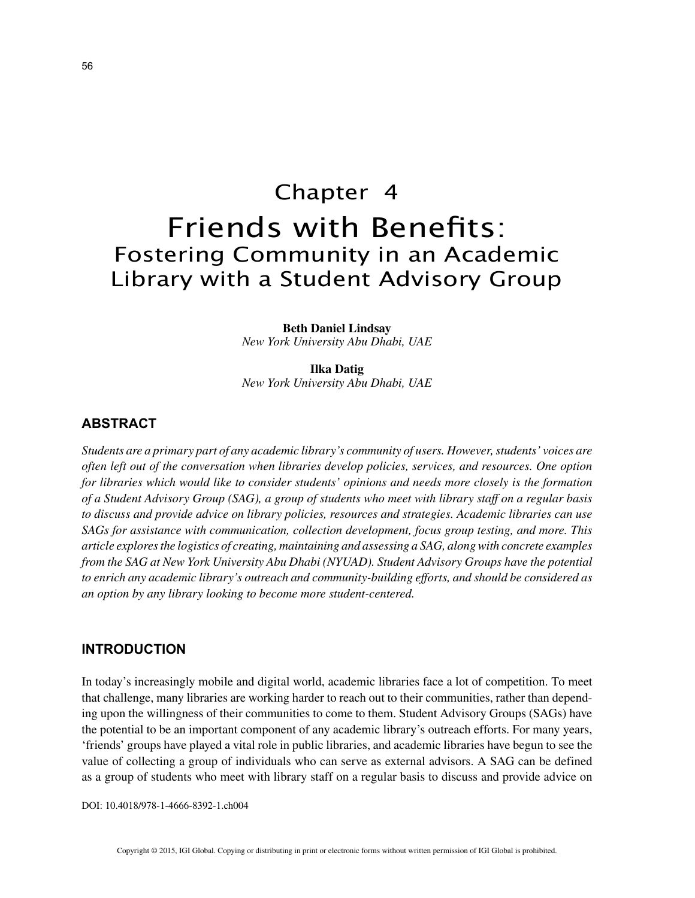# Chapter 4

# Friends with Benefits:

## Fostering Community in an Academic Library with a Student Advisory Group

**Beth Daniel Lindsay**
*New York University Abu Dhabi, UAE*

**Ilka Datig**
*New York University Abu Dhabi, UAE*

## ABSTRACT

*Students are a primary part of any academic library's community of users. However, students' voices are often left out of the conversation when libraries develop policies, services, and resources. One option for libraries which would like to consider students' opinions and needs more closely is the formation of a Student Advisory Group (SAG), a group of students who meet with library staff on a regular basis to discuss and provide advice on library policies, resources and strategies. Academic libraries can use SAGs for assistance with communication, collection development, focus group testing, and more. This article explores the logistics of creating, maintaining and assessing a SAG, along with concrete examples from the SAG at New York University Abu Dhabi (NYUAD). Student Advisory Groups have the potential to enrich any academic library's outreach and community-building efforts, and should be considered as an option by any library looking to become more student-centered.*

## INTRODUCTION

In today's increasingly mobile and digital world, academic libraries face a lot of competition. To meet that challenge, many libraries are working harder to reach out to their communities, rather than depending upon the willingness of their communities to come to them. Student Advisory Groups (SAGs) have the potential to be an important component of any academic library's outreach efforts. For many years, 'friends' groups have played a vital role in public libraries, and academic libraries have begun to see the value of collecting a group of individuals who can serve as external advisors. A SAG can be defined as a group of students who meet with library staff on a regular basis to discuss and provide advice on

DOI: 10.4018/978-1-4666-8392-1.ch004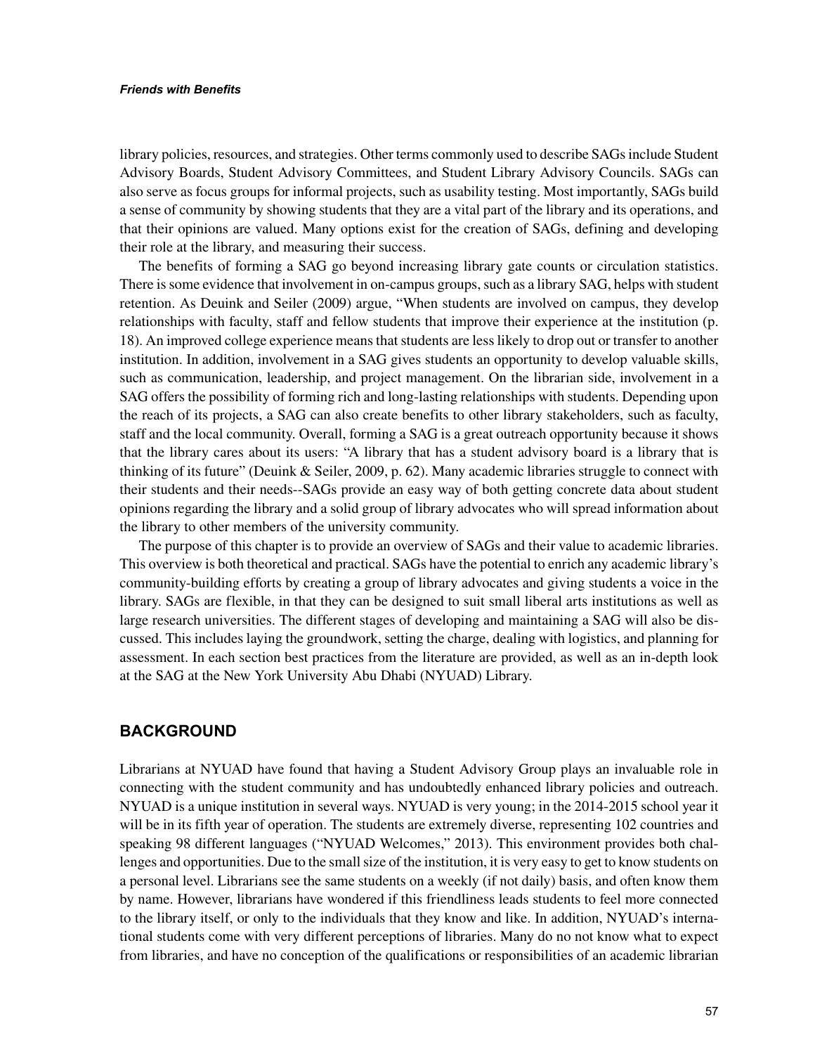library policies, resources, and strategies. Other terms commonly used to describe SAGs include Student Advisory Boards, Student Advisory Committees, and Student Library Advisory Councils. SAGs can also serve as focus groups for informal projects, such as usability testing. Most importantly, SAGs build a sense of community by showing students that they are a vital part of the library and its operations, and that their opinions are valued. Many options exist for the creation of SAGs, defining and developing their role at the library, and measuring their success.

The benefits of forming a SAG go beyond increasing library gate counts or circulation statistics. There is some evidence that involvement in on-campus groups, such as a library SAG, helps with student retention. As Deuink and Seiler (2009) argue, "When students are involved on campus, they develop relationships with faculty, staff and fellow students that improve their experience at the institution (p. 18). An improved college experience means that students are less likely to drop out or transfer to another institution. In addition, involvement in a SAG gives students an opportunity to develop valuable skills, such as communication, leadership, and project management. On the librarian side, involvement in a SAG offers the possibility of forming rich and long-lasting relationships with students. Depending upon the reach of its projects, a SAG can also create benefits to other library stakeholders, such as faculty, staff and the local community. Overall, forming a SAG is a great outreach opportunity because it shows that the library cares about its users: "A library that has a student advisory board is a library that is thinking of its future" (Deuink & Seiler, 2009, p. 62). Many academic libraries struggle to connect with their students and their needs--SAGs provide an easy way of both getting concrete data about student opinions regarding the library and a solid group of library advocates who will spread information about the library to other members of the university community.

The purpose of this chapter is to provide an overview of SAGs and their value to academic libraries. This overview is both theoretical and practical. SAGs have the potential to enrich any academic library's community-building efforts by creating a group of library advocates and giving students a voice in the library. SAGs are flexible, in that they can be designed to suit small liberal arts institutions as well as large research universities. The different stages of developing and maintaining a SAG will also be discussed. This includes laying the groundwork, setting the charge, dealing with logistics, and planning for assessment. In each section best practices from the literature are provided, as well as an in-depth look at the SAG at the New York University Abu Dhabi (NYUAD) Library.

## BACKGROUND

Librarians at NYUAD have found that having a Student Advisory Group plays an invaluable role in connecting with the student community and has undoubtedly enhanced library policies and outreach. NYUAD is a unique institution in several ways. NYUAD is very young; in the 2014-2015 school year it will be in its fifth year of operation. The students are extremely diverse, representing 102 countries and speaking 98 different languages ("NYUAD Welcomes," 2013). This environment provides both challenges and opportunities. Due to the small size of the institution, it is very easy to get to know students on a personal level. Librarians see the same students on a weekly (if not daily) basis, and often know them by name. However, librarians have wondered if this friendliness leads students to feel more connected to the library itself, or only to the individuals that they know and like. In addition, NYUAD's international students come with very different perceptions of libraries. Many do no not know what to expect from libraries, and have no conception of the qualifications or responsibilities of an academic librarian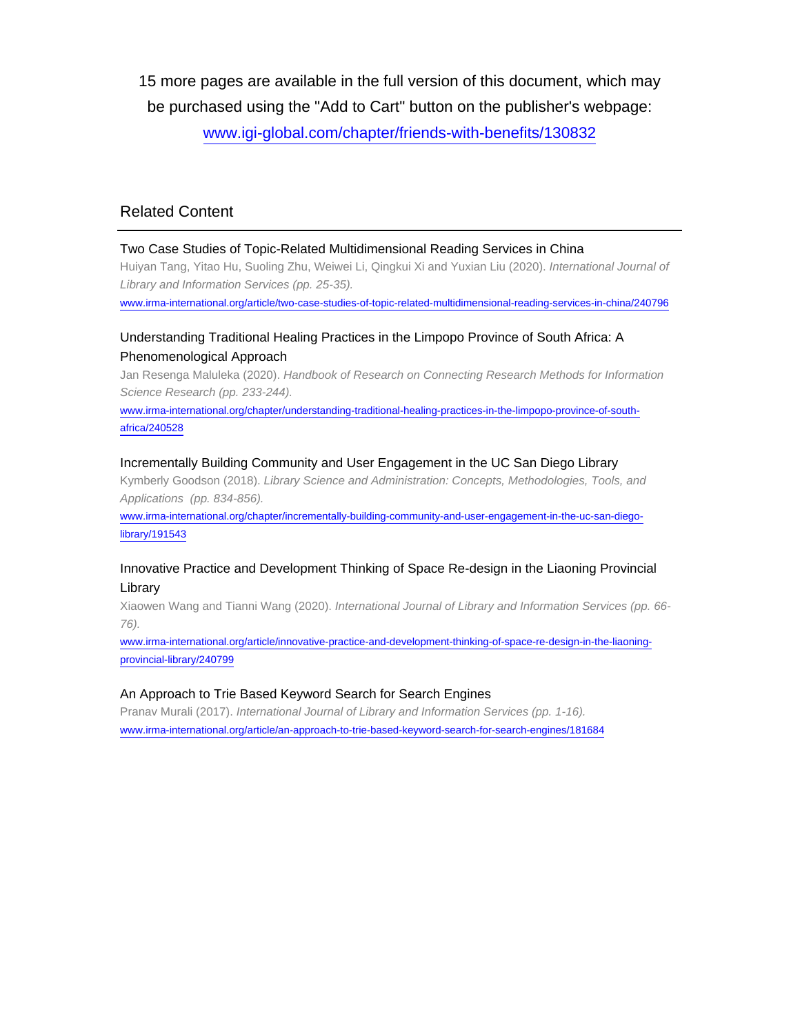15 more pages are available in the full version of this document, which may be purchased using the "Add to Cart" button on the publisher's webpage: www.igi-global.com/chapter/friends-with-benefits/130832

## Related Content

Two Case Studies of Topic-Related Multidimensional Reading Services in China
Huiyan Tang, Yitao Hu, Suoling Zhu, Weiwei Li, Qingkui Xi and Yuxian Liu (2020). *International Journal of Library and Information Services (pp. 25-35).*
www.irma-international.org/article/two-case-studies-of-topic-related-multidimensional-reading-services-in-china/240796

Understanding Traditional Healing Practices in the Limpopo Province of South Africa: A Phenomenological Approach
Jan Resenga Maluleka (2020). *Handbook of Research on Connecting Research Methods for Information Science Research (pp. 233-244).*
www.irma-international.org/chapter/understanding-traditional-healing-practices-in-the-limpopo-province-of-south-africa/240528

Incrementally Building Community and User Engagement in the UC San Diego Library
Kymberly Goodson (2018). *Library Science and Administration: Concepts, Methodologies, Tools, and Applications (pp. 834-856).*
www.irma-international.org/chapter/incrementally-building-community-and-user-engagement-in-the-uc-san-diego-library/191543

Innovative Practice and Development Thinking of Space Re-design in the Liaoning Provincial Library
Xiaowen Wang and Tianni Wang (2020). *International Journal of Library and Information Services (pp. 66-76).*
www.irma-international.org/article/innovative-practice-and-development-thinking-of-space-re-design-in-the-liaoning-provincial-library/240799

An Approach to Trie Based Keyword Search for Search Engines
Pranav Murali (2017). *International Journal of Library and Information Services (pp. 1-16).*
www.irma-international.org/article/an-approach-to-trie-based-keyword-search-for-search-engines/181684